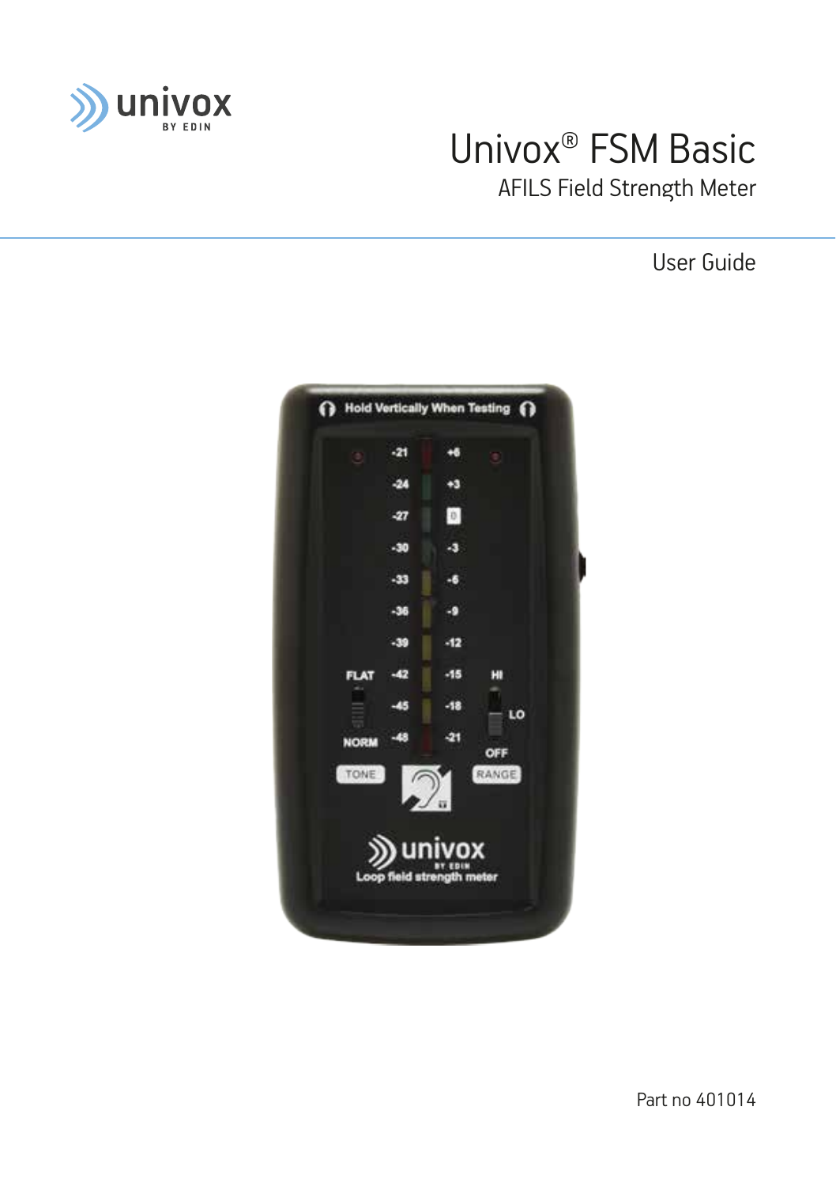# Univox® FSM Basic

## AFILS Field Strength Meter

User Guide

Part no 401014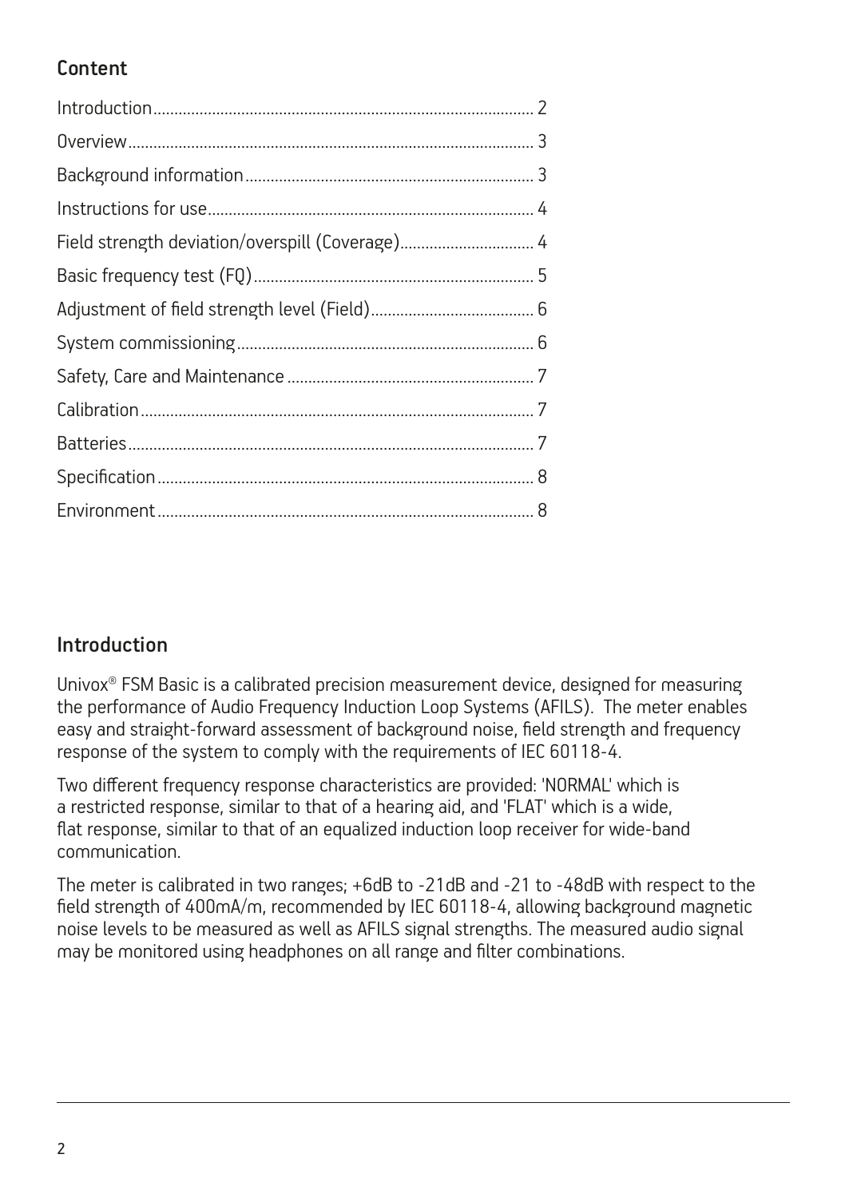## Content

| | |
|---|---|
| Introduction | 2 |
| Overview | 3 |
| Background information | 3 |
| Instructions for use | 4 |
| Field strength deviation/overspill (Coverage) | 4 |
| Basic frequency test (FQ) | 5 |
| Adjustment of field strength level (Field) | 6 |
| System commissioning | 6 |
| Safety, Care and Maintenance | 7 |
| Calibration | 7 |
| Batteries | 7 |
| Specification | 8 |
| Environment | 8 |

## Introduction

Univox® FSM Basic is a calibrated precision measurement device, designed for measuring the performance of Audio Frequency Induction Loop Systems (AFILS). The meter enables easy and straight-forward assessment of background noise, field strength and frequency response of the system to comply with the requirements of IEC 60118-4.

Two different frequency response characteristics are provided: 'NORMAL' which is a restricted response, similar to that of a hearing aid, and 'FLAT' which is a wide, flat response, similar to that of an equalized induction loop receiver for wide-band communication.

The meter is calibrated in two ranges; +6dB to -21dB and -21 to -48dB with respect to the field strength of 400mA/m, recommended by IEC 60118-4, allowing background magnetic noise levels to be measured as well as AFILS signal strengths. The measured audio signal may be monitored using headphones on all range and filter combinations.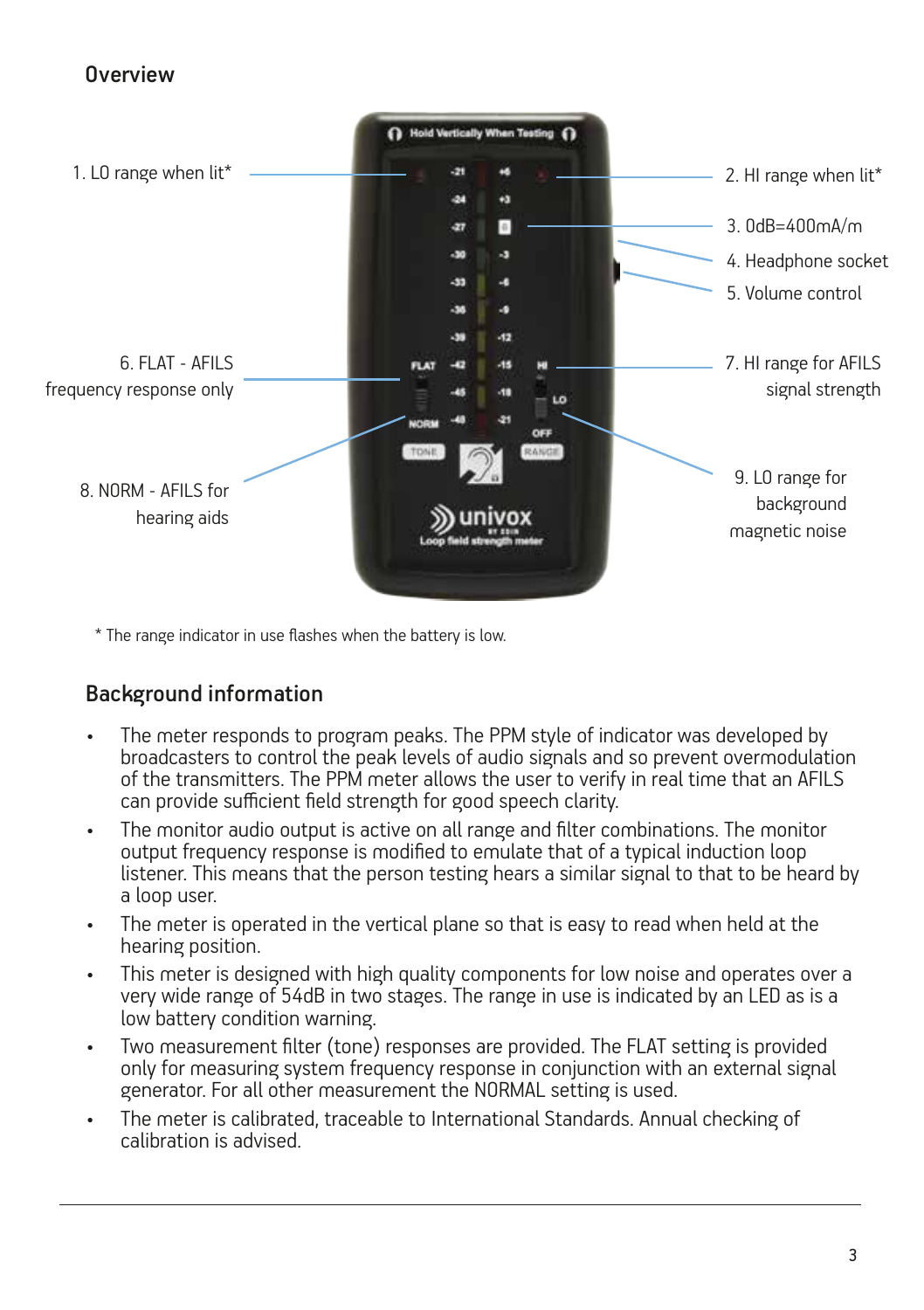## Overview

1. LO range when lit*
2. HI range when lit*
3. 0dB=400mA/m
4. Headphone socket
5. Volume control
6. FLAT - AFILS frequency response only
7. HI range for AFILS signal strength
8. NORM - AFILS for hearing aids
9. LO range for background magnetic noise

\* The range indicator in use flashes when the battery is low.

## Background information

- The meter responds to program peaks. The PPM style of indicator was developed by broadcasters to control the peak levels of audio signals and so prevent overmodulation of the transmitters. The PPM meter allows the user to verify in real time that an AFILS can provide sufficient field strength for good speech clarity.
- The monitor audio output is active on all range and filter combinations. The monitor output frequency response is modified to emulate that of a typical induction loop listener. This means that the person testing hears a similar signal to that to be heard by a loop user.
- The meter is operated in the vertical plane so that is easy to read when held at the hearing position.
- This meter is designed with high quality components for low noise and operates over a very wide range of 54dB in two stages. The range in use is indicated by an LED as is a low battery condition warning.
- Two measurement filter (tone) responses are provided. The FLAT setting is provided only for measuring system frequency response in conjunction with an external signal generator. For all other measurement the NORMAL setting is used.
- The meter is calibrated, traceable to International Standards. Annual checking of calibration is advised.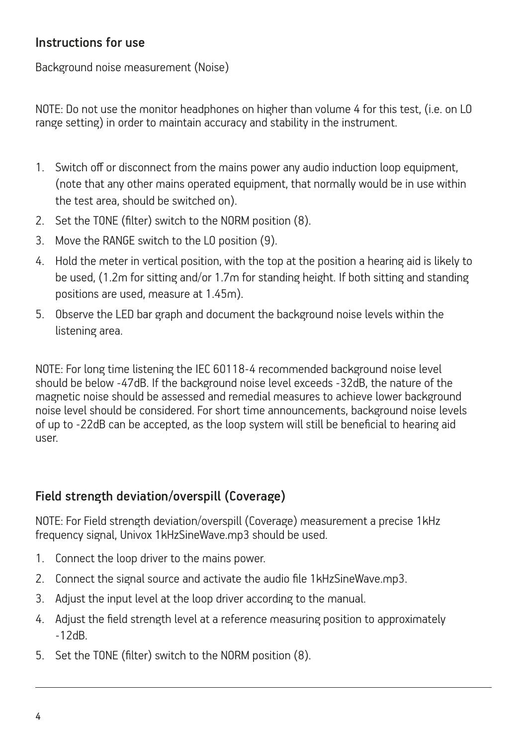## Instructions for use

Background noise measurement (Noise)

NOTE: Do not use the monitor headphones on higher than volume 4 for this test, (i.e. on LO range setting) in order to maintain accuracy and stability in the instrument.

1. Switch off or disconnect from the mains power any audio induction loop equipment, (note that any other mains operated equipment, that normally would be in use within the test area, should be switched on).
2. Set the TONE (filter) switch to the NORM position (8).
3. Move the RANGE switch to the LO position (9).
4. Hold the meter in vertical position, with the top at the position a hearing aid is likely to be used, (1.2m for sitting and/or 1.7m for standing height. If both sitting and standing positions are used, measure at 1.45m).
5. Observe the LED bar graph and document the background noise levels within the listening area.

NOTE: For long time listening the IEC 60118-4 recommended background noise level should be below -47dB. If the background noise level exceeds -32dB, the nature of the magnetic noise should be assessed and remedial measures to achieve lower background noise level should be considered. For short time announcements, background noise levels of up to -22dB can be accepted, as the loop system will still be beneficial to hearing aid user.

## Field strength deviation/overspill (Coverage)

NOTE: For Field strength deviation/overspill (Coverage) measurement a precise 1kHz frequency signal, Univox 1kHzSineWave.mp3 should be used.

1. Connect the loop driver to the mains power.
2. Connect the signal source and activate the audio file 1kHzSineWave.mp3.
3. Adjust the input level at the loop driver according to the manual.
4. Adjust the field strength level at a reference measuring position to approximately -12dB.
5. Set the TONE (filter) switch to the NORM position (8).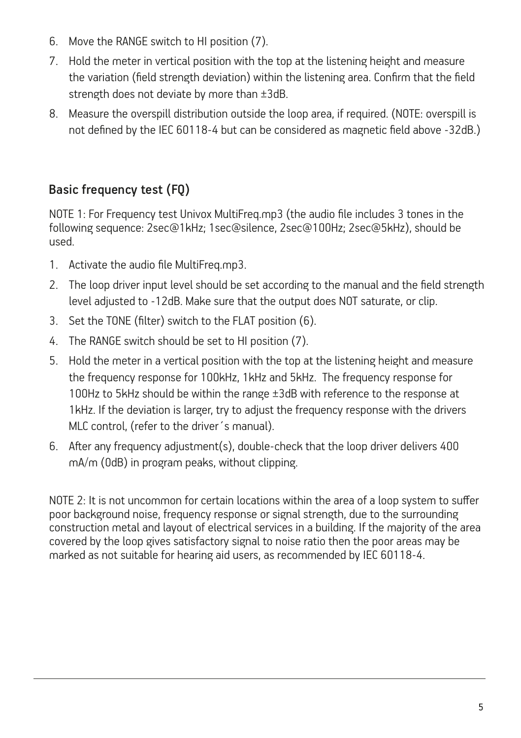6. Move the RANGE switch to HI position (7).
7. Hold the meter in vertical position with the top at the listening height and measure the variation (field strength deviation) within the listening area. Confirm that the field strength does not deviate by more than ±3dB.
8. Measure the overspill distribution outside the loop area, if required. (NOTE: overspill is not defined by the IEC 60118-4 but can be considered as magnetic field above -32dB.)

## Basic frequency test (FQ)

NOTE 1: For Frequency test Univox MultiFreq.mp3 (the audio file includes 3 tones in the following sequence: 2sec@1kHz; 1sec@silence, 2sec@100Hz; 2sec@5kHz), should be used.

1. Activate the audio file MultiFreq.mp3.
2. The loop driver input level should be set according to the manual and the field strength level adjusted to -12dB. Make sure that the output does NOT saturate, or clip.
3. Set the TONE (filter) switch to the FLAT position (6).
4. The RANGE switch should be set to HI position (7).
5. Hold the meter in a vertical position with the top at the listening height and measure the frequency response for 100kHz, 1kHz and 5kHz. The frequency response for 100Hz to 5kHz should be within the range ±3dB with reference to the response at 1kHz. If the deviation is larger, try to adjust the frequency response with the drivers MLC control, (refer to the driver´s manual).
6. After any frequency adjustment(s), double-check that the loop driver delivers 400 mA/m (0dB) in program peaks, without clipping.

NOTE 2: It is not uncommon for certain locations within the area of a loop system to suffer poor background noise, frequency response or signal strength, due to the surrounding construction metal and layout of electrical services in a building. If the majority of the area covered by the loop gives satisfactory signal to noise ratio then the poor areas may be marked as not suitable for hearing aid users, as recommended by IEC 60118-4.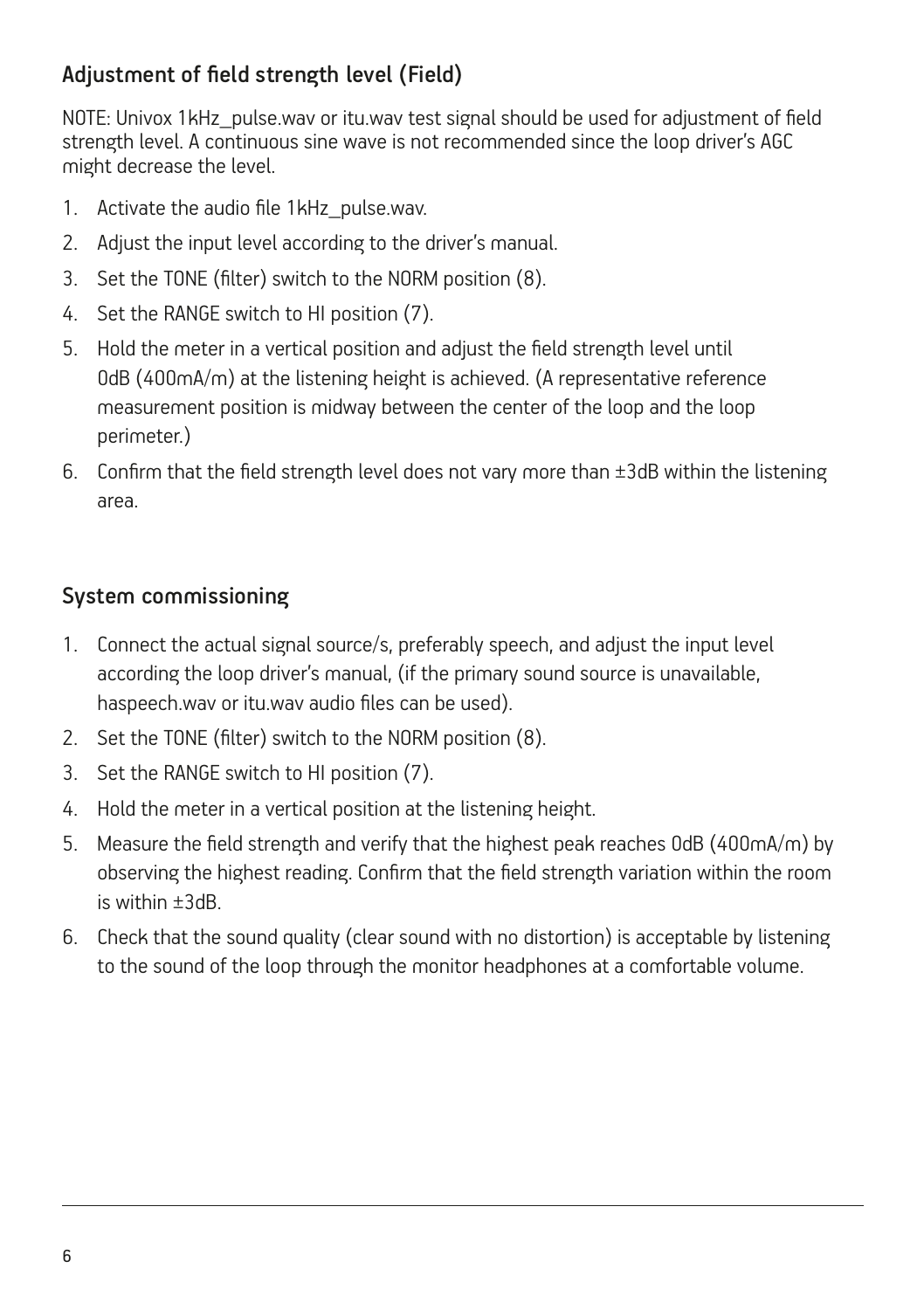## Adjustment of field strength level (Field)

NOTE: Univox 1kHz_pulse.wav or itu.wav test signal should be used for adjustment of field strength level. A continuous sine wave is not recommended since the loop driver's AGC might decrease the level.

1. Activate the audio file 1kHz_pulse.wav.
2. Adjust the input level according to the driver's manual.
3. Set the TONE (filter) switch to the NORM position (8).
4. Set the RANGE switch to HI position (7).
5. Hold the meter in a vertical position and adjust the field strength level until 0dB (400mA/m) at the listening height is achieved. (A representative reference measurement position is midway between the center of the loop and the loop perimeter.)
6. Confirm that the field strength level does not vary more than ±3dB within the listening area.

## System commissioning

1. Connect the actual signal source/s, preferably speech, and adjust the input level according the loop driver's manual, (if the primary sound source is unavailable, haspeech.wav or itu.wav audio files can be used).
2. Set the TONE (filter) switch to the NORM position (8).
3. Set the RANGE switch to HI position (7).
4. Hold the meter in a vertical position at the listening height.
5. Measure the field strength and verify that the highest peak reaches 0dB (400mA/m) by observing the highest reading. Confirm that the field strength variation within the room is within ±3dB.
6. Check that the sound quality (clear sound with no distortion) is acceptable by listening to the sound of the loop through the monitor headphones at a comfortable volume.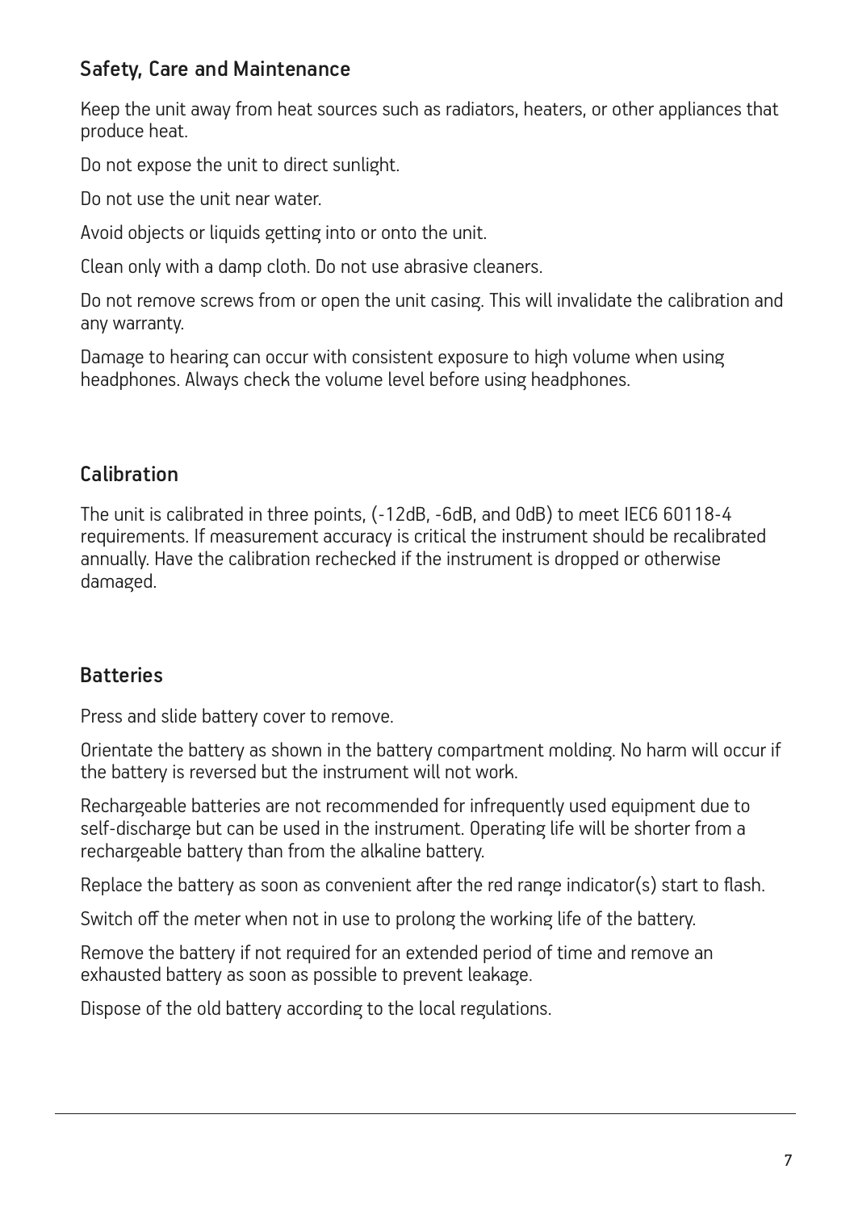## Safety, Care and Maintenance

Keep the unit away from heat sources such as radiators, heaters, or other appliances that produce heat.

Do not expose the unit to direct sunlight.

Do not use the unit near water.

Avoid objects or liquids getting into or onto the unit.

Clean only with a damp cloth. Do not use abrasive cleaners.

Do not remove screws from or open the unit casing. This will invalidate the calibration and any warranty.

Damage to hearing can occur with consistent exposure to high volume when using headphones. Always check the volume level before using headphones.

## Calibration

The unit is calibrated in three points, (-12dB, -6dB, and 0dB) to meet IEC6 60118-4 requirements. If measurement accuracy is critical the instrument should be recalibrated annually. Have the calibration rechecked if the instrument is dropped or otherwise damaged.

## Batteries

Press and slide battery cover to remove.

Orientate the battery as shown in the battery compartment molding. No harm will occur if the battery is reversed but the instrument will not work.

Rechargeable batteries are not recommended for infrequently used equipment due to self-discharge but can be used in the instrument. Operating life will be shorter from a rechargeable battery than from the alkaline battery.

Replace the battery as soon as convenient after the red range indicator(s) start to flash.

Switch off the meter when not in use to prolong the working life of the battery.

Remove the battery if not required for an extended period of time and remove an exhausted battery as soon as possible to prevent leakage.

Dispose of the old battery according to the local regulations.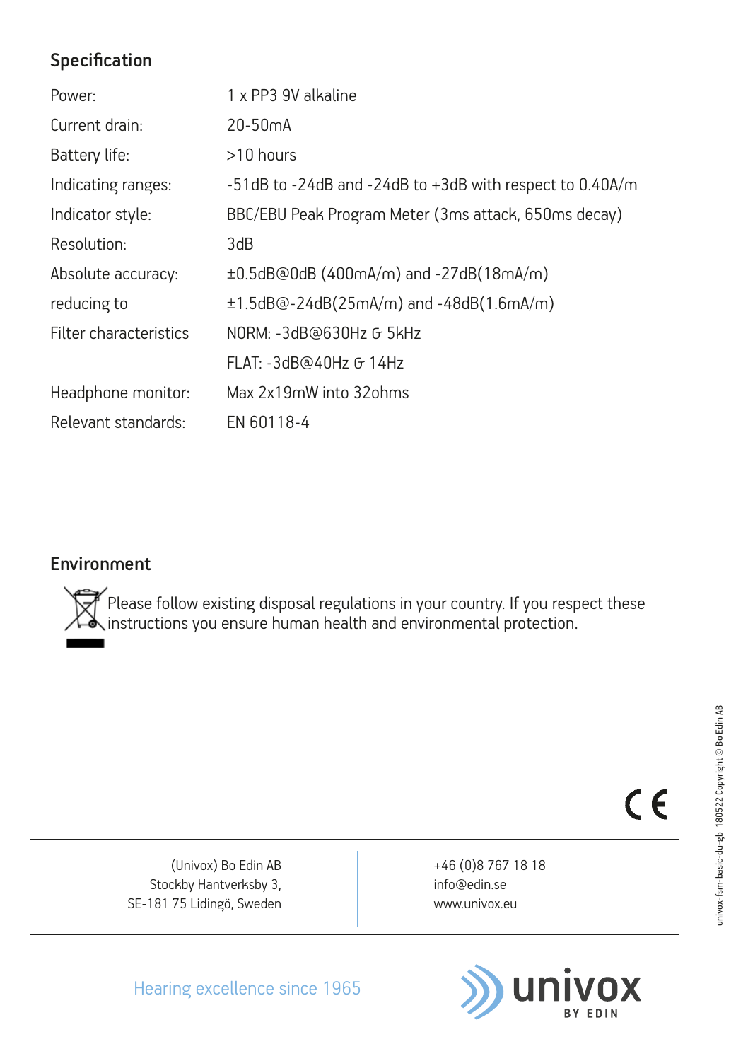## Specification

| | |
|---|---|
| Power: | 1 x PP3 9V alkaline |
| Current drain: | 20-50mA |
| Battery life: | >10 hours |
| Indicating ranges: | -51dB to -24dB and -24dB to +3dB with respect to 0.40A/m |
| Indicator style: | BBC/EBU Peak Program Meter (3ms attack, 650ms decay) |
| Resolution: | 3dB |
| Absolute accuracy: | ±0.5dB@0dB (400mA/m) and -27dB(18mA/m) |
| reducing to | ±1.5dB@-24dB(25mA/m) and -48dB(1.6mA/m) |
| Filter characteristics | NORM: -3dB@630Hz & 5kHz |
| | FLAT: -3dB@40Hz & 14Hz |
| Headphone monitor: | Max 2x19mW into 32ohms |
| Relevant standards: | EN 60118-4 |

## Environment

Please follow existing disposal regulations in your country. If you respect these instructions you ensure human health and environmental protection.

CE

(Univox) Bo Edin AB
Stockby Hantverksby 3,
SE-181 75 Lidingö, Sweden

+46 (0)8 767 18 18
info@edin.se
www.univox.eu

Hearing excellence since 1965

univox BY EDIN

univox-fsm-basic-du-gb 180522 Copyright © Bo Edin AB